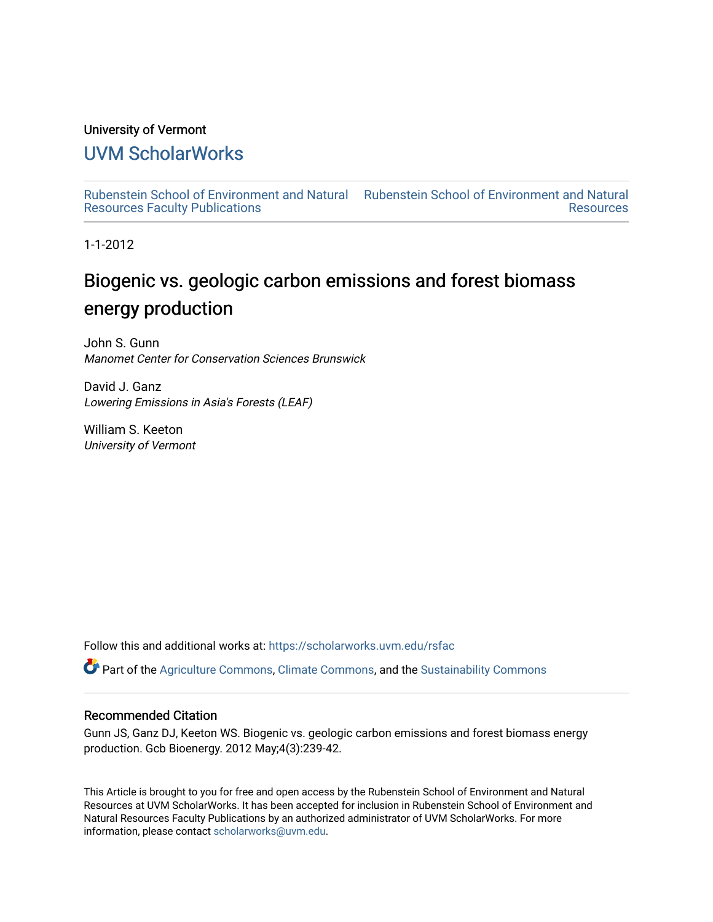University of Vermont

# UVM ScholarWorks

Rubenstein School of Environment and Natural Resources Faculty Publications

Rubenstein School of Environment and Natural Resources

1-1-2012

# Biogenic vs. geologic carbon emissions and forest biomass energy production

John S. Gunn
*Manomet Center for Conservation Sciences Brunswick*

David J. Ganz
*Lowering Emissions in Asia's Forests (LEAF)*

William S. Keeton
*University of Vermont*

Follow this and additional works at: https://scholarworks.uvm.edu/rsfac

Part of the Agriculture Commons, Climate Commons, and the Sustainability Commons

## Recommended Citation

Gunn JS, Ganz DJ, Keeton WS. Biogenic vs. geologic carbon emissions and forest biomass energy production. Gcb Bioenergy. 2012 May;4(3):239-42.

This Article is brought to you for free and open access by the Rubenstein School of Environment and Natural Resources at UVM ScholarWorks. It has been accepted for inclusion in Rubenstein School of Environment and Natural Resources Faculty Publications by an authorized administrator of UVM ScholarWorks. For more information, please contact scholarworks@uvm.edu.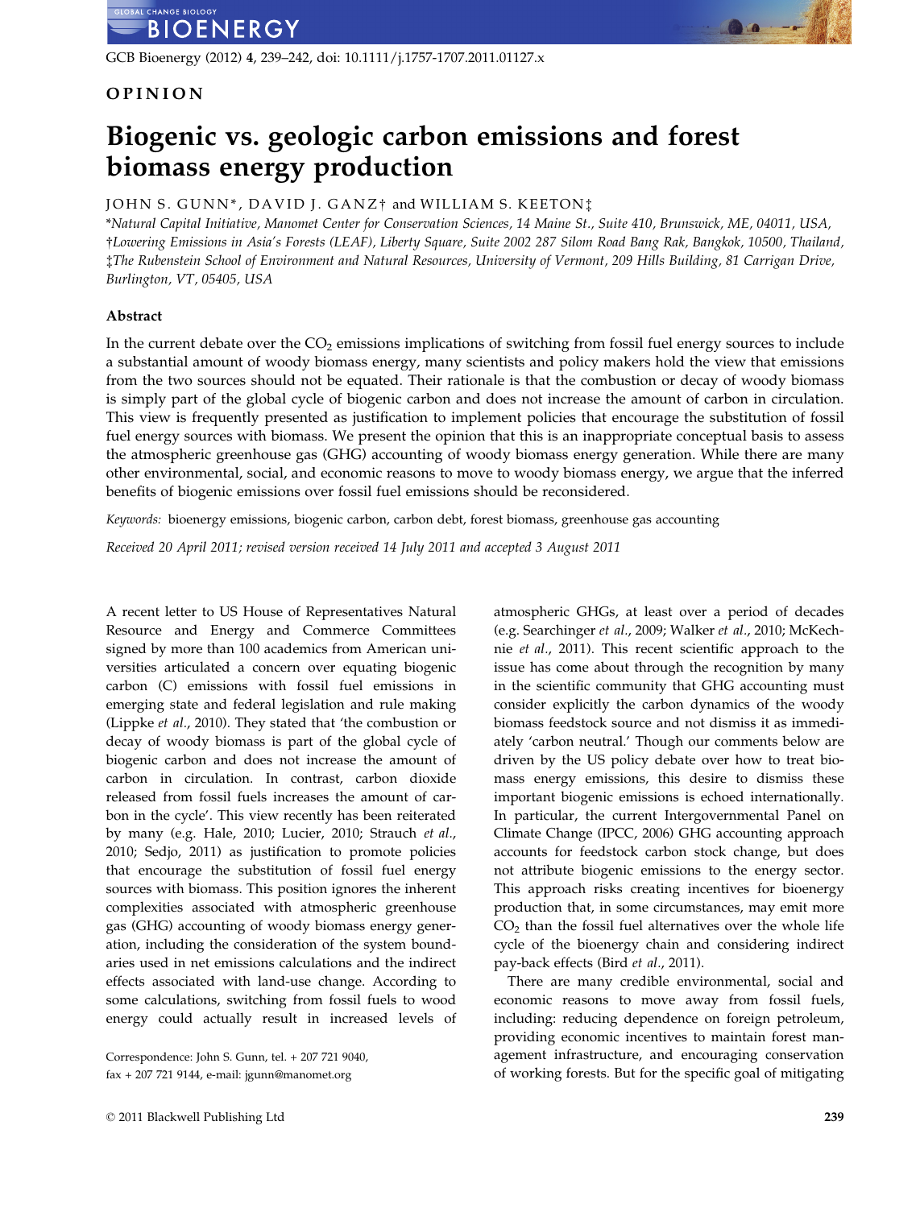OPINION

# Biogenic vs. geologic carbon emissions and forest biomass energy production

JOHN S. GUNN*, DAVID J. GANZ† and WILLIAM S. KEETON‡

*Natural Capital Initiative, Manomet Center for Conservation Sciences, 14 Maine St., Suite 410, Brunswick, ME, 04011, USA, †Lowering Emissions in Asia's Forests (LEAF), Liberty Square, Suite 2002 287 Silom Road Bang Rak, Bangkok, 10500, Thailand, ‡The Rubenstein School of Environment and Natural Resources, University of Vermont, 209 Hills Building, 81 Carrigan Drive, Burlington, VT, 05405, USA

## Abstract

In the current debate over the $CO_2$ emissions implications of switching from fossil fuel energy sources to include a substantial amount of woody biomass energy, many scientists and policy makers hold the view that emissions from the two sources should not be equated. Their rationale is that the combustion or decay of woody biomass is simply part of the global cycle of biogenic carbon and does not increase the amount of carbon in circulation. This view is frequently presented as justification to implement policies that encourage the substitution of fossil fuel energy sources with biomass. We present the opinion that this is an inappropriate conceptual basis to assess the atmospheric greenhouse gas (GHG) accounting of woody biomass energy generation. While there are many other environmental, social, and economic reasons to move to woody biomass energy, we argue that the inferred benefits of biogenic emissions over fossil fuel emissions should be reconsidered.

*Keywords:* bioenergy emissions, biogenic carbon, carbon debt, forest biomass, greenhouse gas accounting

*Received 20 April 2011; revised version received 14 July 2011 and accepted 3 August 2011*

A recent letter to US House of Representatives Natural Resource and Energy and Commerce Committees signed by more than 100 academics from American universities articulated a concern over equating biogenic carbon (C) emissions with fossil fuel emissions in emerging state and federal legislation and rule making (Lippke *et al.*, 2010). They stated that 'the combustion or decay of woody biomass is part of the global cycle of biogenic carbon and does not increase the amount of carbon in circulation. In contrast, carbon dioxide released from fossil fuels increases the amount of carbon in the cycle'. This view recently has been reiterated by many (e.g. Hale, 2010; Lucier, 2010; Strauch *et al.*, 2010; Sedjo, 2011) as justification to promote policies that encourage the substitution of fossil fuel energy sources with biomass. This position ignores the inherent complexities associated with atmospheric greenhouse gas (GHG) accounting of woody biomass energy generation, including the consideration of the system boundaries used in net emissions calculations and the indirect effects associated with land-use change. According to some calculations, switching from fossil fuels to wood energy could actually result in increased levels of atmospheric GHGs, at least over a period of decades (e.g. Searchinger *et al.*, 2009; Walker *et al.*, 2010; McKechnie *et al.*, 2011). This recent scientific approach to the issue has come about through the recognition by many in the scientific community that GHG accounting must consider explicitly the carbon dynamics of the woody biomass feedstock source and not dismiss it as immediately 'carbon neutral.' Though our comments below are driven by the US policy debate over how to treat biomass energy emissions, this desire to dismiss these important biogenic emissions is echoed internationally. In particular, the current Intergovernmental Panel on Climate Change (IPCC, 2006) GHG accounting approach accounts for feedstock carbon stock change, but does not attribute biogenic emissions to the energy sector. This approach risks creating incentives for bioenergy production that, in some circumstances, may emit more $CO_2$ than the fossil fuel alternatives over the whole life cycle of the bioenergy chain and considering indirect pay-back effects (Bird *et al.*, 2011).

There are many credible environmental, social and economic reasons to move away from fossil fuels, including: reducing dependence on foreign petroleum, providing economic incentives to maintain forest management infrastructure, and encouraging conservation of working forests. But for the specific goal of mitigating

Correspondence: John S. Gunn, tel. + 207 721 9040, fax + 207 721 9144, e-mail: jgunn@manomet.org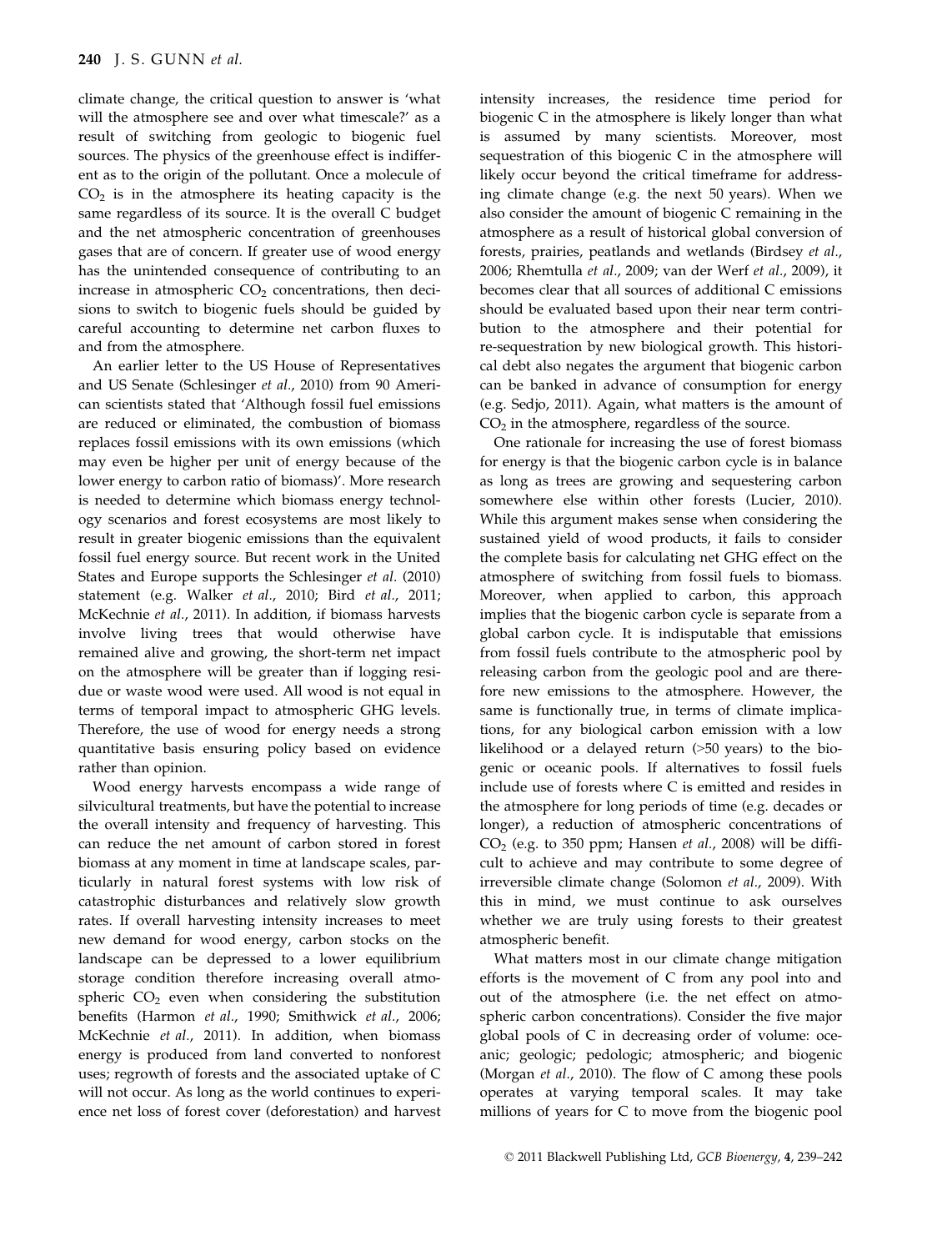climate change, the critical question to answer is 'what will the atmosphere see and over what timescale?' as a result of switching from geologic to biogenic fuel sources. The physics of the greenhouse effect is indifferent as to the origin of the pollutant. Once a molecule of $CO_2$ is in the atmosphere its heating capacity is the same regardless of its source. It is the overall C budget and the net atmospheric concentration of greenhouses gases that are of concern. If greater use of wood energy has the unintended consequence of contributing to an increase in atmospheric $CO_2$ concentrations, then decisions to switch to biogenic fuels should be guided by careful accounting to determine net carbon fluxes to and from the atmosphere.

An earlier letter to the US House of Representatives and US Senate (Schlesinger *et al.*, 2010) from 90 American scientists stated that 'Although fossil fuel emissions are reduced or eliminated, the combustion of biomass replaces fossil emissions with its own emissions (which may even be higher per unit of energy because of the lower energy to carbon ratio of biomass)'. More research is needed to determine which biomass energy technology scenarios and forest ecosystems are most likely to result in greater biogenic emissions than the equivalent fossil fuel energy source. But recent work in the United States and Europe supports the Schlesinger *et al.* (2010) statement (e.g. Walker *et al.*, 2010; Bird *et al.*, 2011; McKechnie *et al.*, 2011). In addition, if biomass harvests involve living trees that would otherwise have remained alive and growing, the short-term net impact on the atmosphere will be greater than if logging residue or waste wood were used. All wood is not equal in terms of temporal impact to atmospheric GHG levels. Therefore, the use of wood for energy needs a strong quantitative basis ensuring policy based on evidence rather than opinion.

Wood energy harvests encompass a wide range of silvicultural treatments, but have the potential to increase the overall intensity and frequency of harvesting. This can reduce the net amount of carbon stored in forest biomass at any moment in time at landscape scales, particularly in natural forest systems with low risk of catastrophic disturbances and relatively slow growth rates. If overall harvesting intensity increases to meet new demand for wood energy, carbon stocks on the landscape can be depressed to a lower equilibrium storage condition therefore increasing overall atmospheric $CO_2$ even when considering the substitution benefits (Harmon *et al.*, 1990; Smithwick *et al.*, 2006; McKechnie *et al.*, 2011). In addition, when biomass energy is produced from land converted to nonforest uses; regrowth of forests and the associated uptake of C will not occur. As long as the world continues to experience net loss of forest cover (deforestation) and harvest intensity increases, the residence time period for biogenic C in the atmosphere is likely longer than what is assumed by many scientists. Moreover, most sequestration of this biogenic C in the atmosphere will likely occur beyond the critical timeframe for addressing climate change (e.g. the next 50 years). When we also consider the amount of biogenic C remaining in the atmosphere as a result of historical global conversion of forests, prairies, peatlands and wetlands (Birdsey *et al.*, 2006; Rhemtulla *et al.*, 2009; van der Werf *et al.*, 2009), it becomes clear that all sources of additional C emissions should be evaluated based upon their near term contribution to the atmosphere and their potential for re-sequestration by new biological growth. This historical debt also negates the argument that biogenic carbon can be banked in advance of consumption for energy (e.g. Sedjo, 2011). Again, what matters is the amount of $CO_2$ in the atmosphere, regardless of the source.

One rationale for increasing the use of forest biomass for energy is that the biogenic carbon cycle is in balance as long as trees are growing and sequestering carbon somewhere else within other forests (Lucier, 2010). While this argument makes sense when considering the sustained yield of wood products, it fails to consider the complete basis for calculating net GHG effect on the atmosphere of switching from fossil fuels to biomass. Moreover, when applied to carbon, this approach implies that the biogenic carbon cycle is separate from a global carbon cycle. It is indisputable that emissions from fossil fuels contribute to the atmospheric pool by releasing carbon from the geologic pool and are therefore new emissions to the atmosphere. However, the same is functionally true, in terms of climate implications, for any biological carbon emission with a low likelihood or a delayed return (>50 years) to the biogenic or oceanic pools. If alternatives to fossil fuels include use of forests where C is emitted and resides in the atmosphere for long periods of time (e.g. decades or longer), a reduction of atmospheric concentrations of $CO_2$ (e.g. to 350 ppm; Hansen *et al.*, 2008) will be difficult to achieve and may contribute to some degree of irreversible climate change (Solomon *et al.*, 2009). With this in mind, we must continue to ask ourselves whether we are truly using forests to their greatest atmospheric benefit.

What matters most in our climate change mitigation efforts is the movement of C from any pool into and out of the atmosphere (i.e. the net effect on atmospheric carbon concentrations). Consider the five major global pools of C in decreasing order of volume: oceanic; geologic; pedologic; atmospheric; and biogenic (Morgan *et al.*, 2010). The flow of C among these pools operates at varying temporal scales. It may take millions of years for C to move from the biogenic pool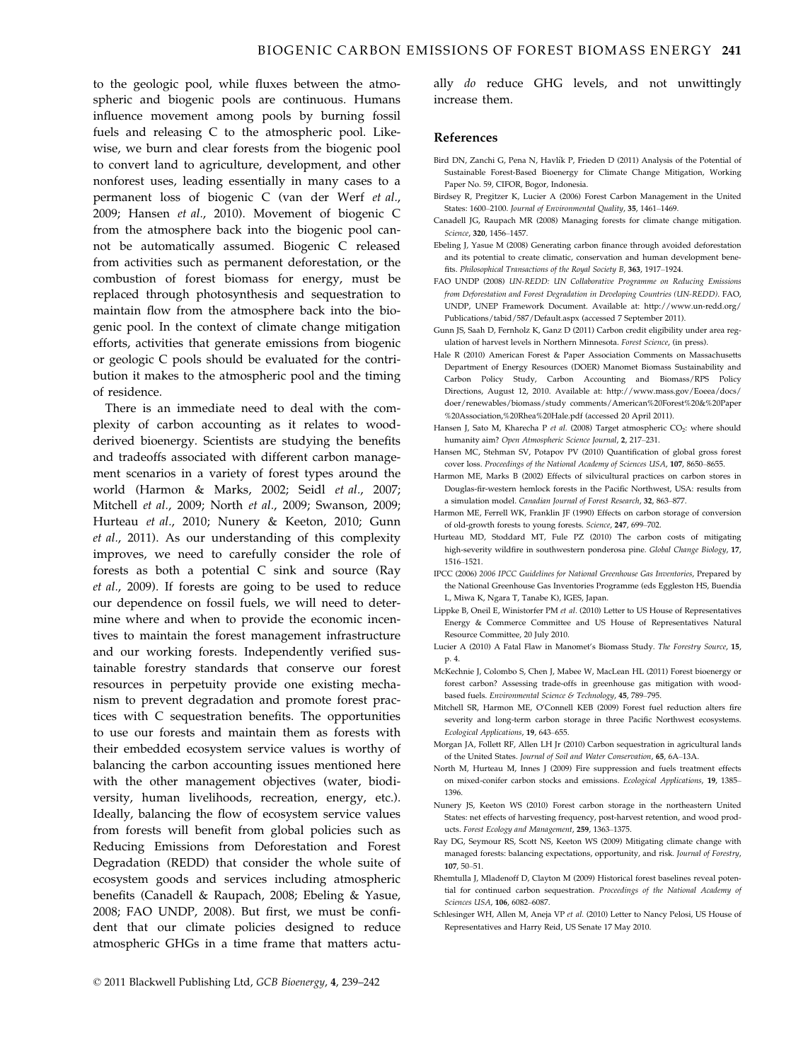to the geologic pool, while fluxes between the atmospheric and biogenic pools are continuous. Humans influence movement among pools by burning fossil fuels and releasing C to the atmospheric pool. Likewise, we burn and clear forests from the biogenic pool to convert land to agriculture, development, and other nonforest uses, leading essentially in many cases to a permanent loss of biogenic C (van der Werf *et al.*, 2009; Hansen *et al.*, 2010). Movement of biogenic C from the atmosphere back into the biogenic pool cannot be automatically assumed. Biogenic C released from activities such as permanent deforestation, or the combustion of forest biomass for energy, must be replaced through photosynthesis and sequestration to maintain flow from the atmosphere back into the biogenic pool. In the context of climate change mitigation efforts, activities that generate emissions from biogenic or geologic C pools should be evaluated for the contribution it makes to the atmospheric pool and the timing of residence.

There is an immediate need to deal with the complexity of carbon accounting as it relates to wood-derived bioenergy. Scientists are studying the benefits and tradeoffs associated with different carbon management scenarios in a variety of forest types around the world (Harmon & Marks, 2002; Seidl *et al.*, 2007; Mitchell *et al.*, 2009; North *et al.*, 2009; Swanson, 2009; Hurteau *et al.*, 2010; Nunery & Keeton, 2010; Gunn *et al.*, 2011). As our understanding of this complexity improves, we need to carefully consider the role of forests as both a potential C sink and source (Ray *et al.*, 2009). If forests are going to be used to reduce our dependence on fossil fuels, we will need to determine where and when to provide the economic incentives to maintain the forest management infrastructure and our working forests. Independently verified sustainable forestry standards that conserve our forest resources in perpetuity provide one existing mechanism to prevent degradation and promote forest practices with C sequestration benefits. The opportunities to use our forests and maintain them as forests with their embedded ecosystem service values is worthy of balancing the carbon accounting issues mentioned here with the other management objectives (water, biodiversity, human livelihoods, recreation, energy, etc.). Ideally, balancing the flow of ecosystem service values from forests will benefit from global policies such as Reducing Emissions from Deforestation and Forest Degradation (REDD) that consider the whole suite of ecosystem goods and services including atmospheric benefits (Canadell & Raupach, 2008; Ebeling & Yasue, 2008; FAO UNDP, 2008). But first, we must be confident that our climate policies designed to reduce atmospheric GHGs in a time frame that matters actually *do* reduce GHG levels, and not unwittingly increase them.

## References

Bird DN, Zanchi G, Pena N, Havlík P, Frieden D (2011) Analysis of the Potential of Sustainable Forest-Based Bioenergy for Climate Change Mitigation, Working Paper No. 59, CIFOR, Bogor, Indonesia.

Birdsey R, Pregitzer K, Lucier A (2006) Forest Carbon Management in the United States: 1600–2100. *Journal of Environmental Quality*, **35**, 1461–1469.

Canadell JG, Raupach MR (2008) Managing forests for climate change mitigation. *Science*, **320**, 1456–1457.

Ebeling J, Yasue M (2008) Generating carbon finance through avoided deforestation and its potential to create climatic, conservation and human development benefits. *Philosophical Transactions of the Royal Society B*, **363**, 1917–1924.

FAO UNDP (2008) *UN-REDD: UN Collaborative Programme on Reducing Emissions from Deforestation and Forest Degradation in Developing Countries (UN-REDD)*. FAO, UNDP, UNEP Framework Document. Available at: http://www.un-redd.org/Publications/tabid/587/Default.aspx (accessed 7 September 2011).

Gunn JS, Saah D, Fernholz K, Ganz D (2011) Carbon credit eligibility under area regulation of harvest levels in Northern Minnesota. *Forest Science*, (in press).

Hale R (2010) American Forest & Paper Association Comments on Massachusetts Department of Energy Resources (DOER) Manomet Biomass Sustainability and Carbon Policy Study, Carbon Accounting and Biomass/RPS Policy Directions, August 12, 2010. Available at: http://www.mass.gov/Eoeea/docs/doer/renewables/biomass/study comments/American%20Forest%20&%20Paper%20Association,%20Rhea%20Hale.pdf (accessed 20 April 2011).

Hansen J, Sato M, Kharecha P *et al.* (2008) Target atmospheric $CO_2$: where should humanity aim? *Open Atmospheric Science Journal*, **2**, 217–231.

Hansen MC, Stehman SV, Potapov PV (2010) Quantification of global gross forest cover loss. *Proceedings of the National Academy of Sciences USA*, **107**, 8650–8655.

Harmon ME, Marks B (2002) Effects of silvicultural practices on carbon stores in Douglas-fir-western hemlock forests in the Pacific Northwest, USA: results from a simulation model. *Canadian Journal of Forest Research*, **32**, 863–877.

Harmon ME, Ferrell WK, Franklin JF (1990) Effects on carbon storage of conversion of old-growth forests to young forests. *Science*, **247**, 699–702.

Hurteau MD, Stoddard MT, Fule PZ (2010) The carbon costs of mitigating high-severity wildfire in southwestern ponderosa pine. *Global Change Biology*, **17**, 1516–1521.

IPCC (2006) *2006 IPCC Guidelines for National Greenhouse Gas Inventories*, Prepared by the National Greenhouse Gas Inventories Programme (eds Eggleston HS, Buendia L, Miwa K, Ngara T, Tanabe K), IGES, Japan.

Lippke B, Oneil E, Winistorfer PM *et al.* (2010) Letter to US House of Representatives Energy & Commerce Committee and US House of Representatives Natural Resource Committee, 20 July 2010.

Lucier A (2010) A Fatal Flaw in Manomet's Biomass Study. *The Forestry Source*, **15**, p. 4.

McKechnie J, Colombo S, Chen J, Mabee W, MacLean HL (2011) Forest bioenergy or forest carbon? Assessing trade-offs in greenhouse gas mitigation with wood-based fuels. *Environmental Science & Technology*, **45**, 789–795.

Mitchell SR, Harmon ME, O'Connell KEB (2009) Forest fuel reduction alters fire severity and long-term carbon storage in three Pacific Northwest ecosystems. *Ecological Applications*, **19**, 643–655.

Morgan JA, Follett RF, Allen LH Jr (2010) Carbon sequestration in agricultural lands of the United States. *Journal of Soil and Water Conservation*, **65**, 6A–13A.

North M, Hurteau M, Innes J (2009) Fire suppression and fuels treatment effects on mixed-conifer carbon stocks and emissions. *Ecological Applications*, **19**, 1385–1396.

Nunery JS, Keeton WS (2010) Forest carbon storage in the northeastern United States: net effects of harvesting frequency, post-harvest retention, and wood products. *Forest Ecology and Management*, **259**, 1363–1375.

Ray DG, Seymour RS, Scott NS, Keeton WS (2009) Mitigating climate change with managed forests: balancing expectations, opportunity, and risk. *Journal of Forestry*, **107**, 50–51.

Rhemtulla J, Mladenoff D, Clayton M (2009) Historical forest baselines reveal potential for continued carbon sequestration. *Proceedings of the National Academy of Sciences USA*, **106**, 6082–6087.

Schlesinger WH, Allen M, Aneja VP *et al.* (2010) Letter to Nancy Pelosi, US House of Representatives and Harry Reid, US Senate 17 May 2010.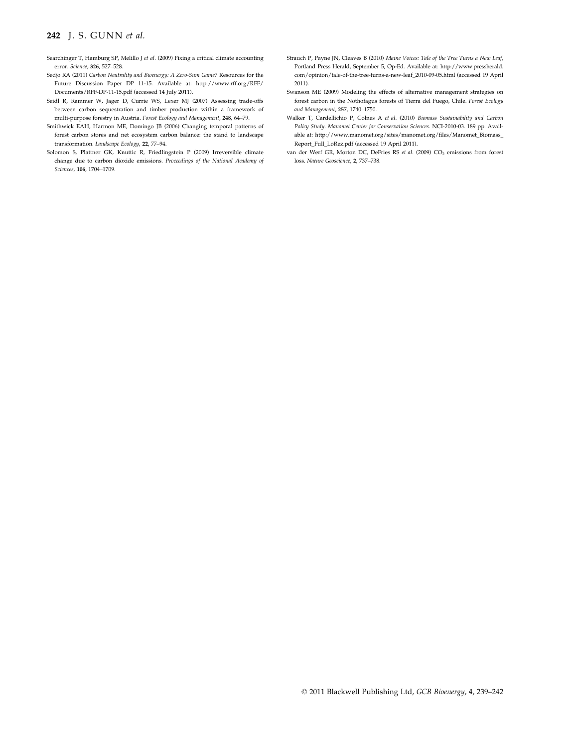Searchinger T, Hamburg SP, Melillo J *et al.* (2009) Fixing a critical climate accounting error. *Science*, **326**, 527–528.

Sedjo RA (2011) *Carbon Neutrality and Bioenergy: A Zero-Sum Game?* Resources for the Future Discussion Paper DP 11-15. Available at: http://www.rff.org/RFF/Documents/RFF-DP-11-15.pdf (accessed 14 July 2011).

Seidl R, Rammer W, Jager D, Currie WS, Lexer MJ (2007) Assessing trade-offs between carbon sequestration and timber production within a framework of multi-purpose forestry in Austria. *Forest Ecology and Management*, **248**, 64–79.

Smithwick EAH, Harmon ME, Domingo JB (2006) Changing temporal patterns of forest carbon stores and net ecosystem carbon balance: the stand to landscape transformation. *Landscape Ecology*, **22**, 77–94.

Solomon S, Plattner GK, Knuttic R, Friedlingstein P (2009) Irreversible climate change due to carbon dioxide emissions. *Proceedings of the National Academy of Sciences*, **106**, 1704–1709.

Strauch P, Payne JN, Cleaves B (2010) *Maine Voices: Tale of the Tree Turns a New Leaf*, Portland Press Herald, September 5, Op-Ed. Available at: http://www.pressherald.com/opinion/tale-of-the-tree-turns-a-new-leaf_2010-09-05.html (accessed 19 April 2011).

Swanson ME (2009) Modeling the effects of alternative management strategies on forest carbon in the Nothofagus forests of Tierra del Fuego, Chile. *Forest Ecology and Management*, **257**, 1740–1750.

Walker T, Cardellichio P, Colnes A *et al.* (2010) *Biomass Sustainability and Carbon Policy Study. Manomet Center for Conservation Sciences*. NCI-2010-03. 189 pp. Available at: http://www.manomet.org/sites/manomet.org/files/Manomet_Biomass_Report_Full_LoRez.pdf (accessed 19 April 2011).

van der Werf GR, Morton DC, DeFries RS *et al.* (2009) $CO_2$ emissions from forest loss. *Nature Geoscience*, **2**, 737–738.